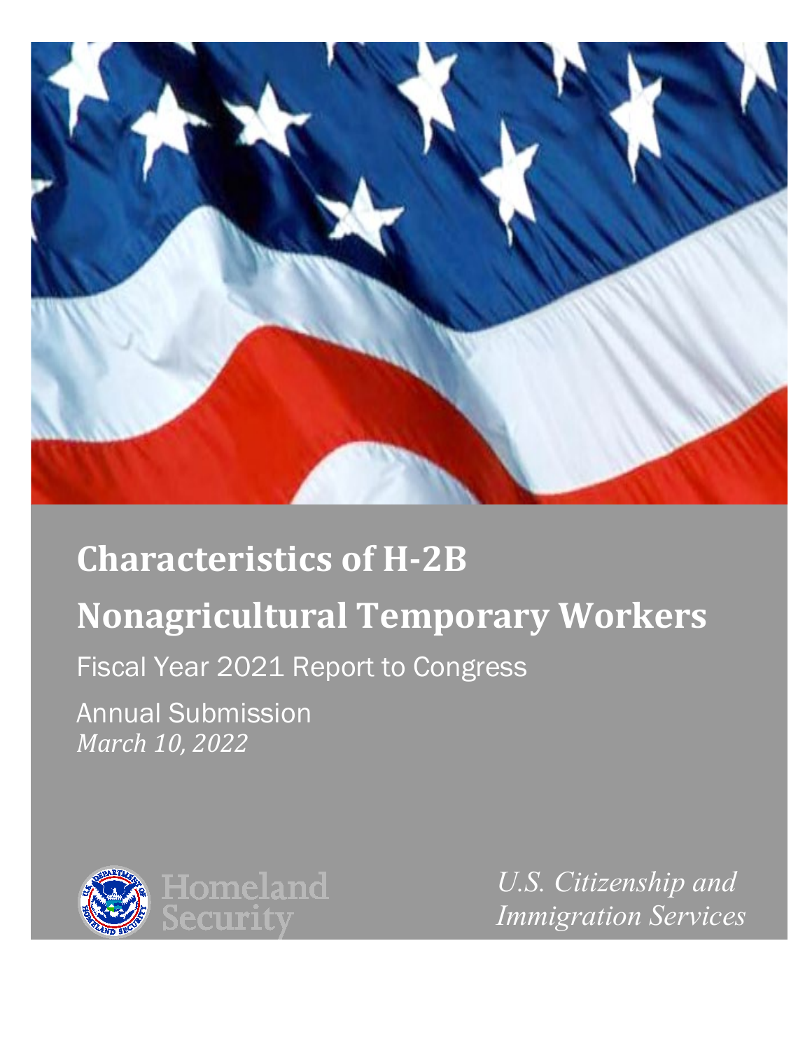# Characteristics of H-2B Nonagricultural Temporary Workers

Fiscal Year 2021 Report to Congress

Annual Submission

*March 10, 2022*

Homeland Security

*U.S. Citizenship and Immigration Services*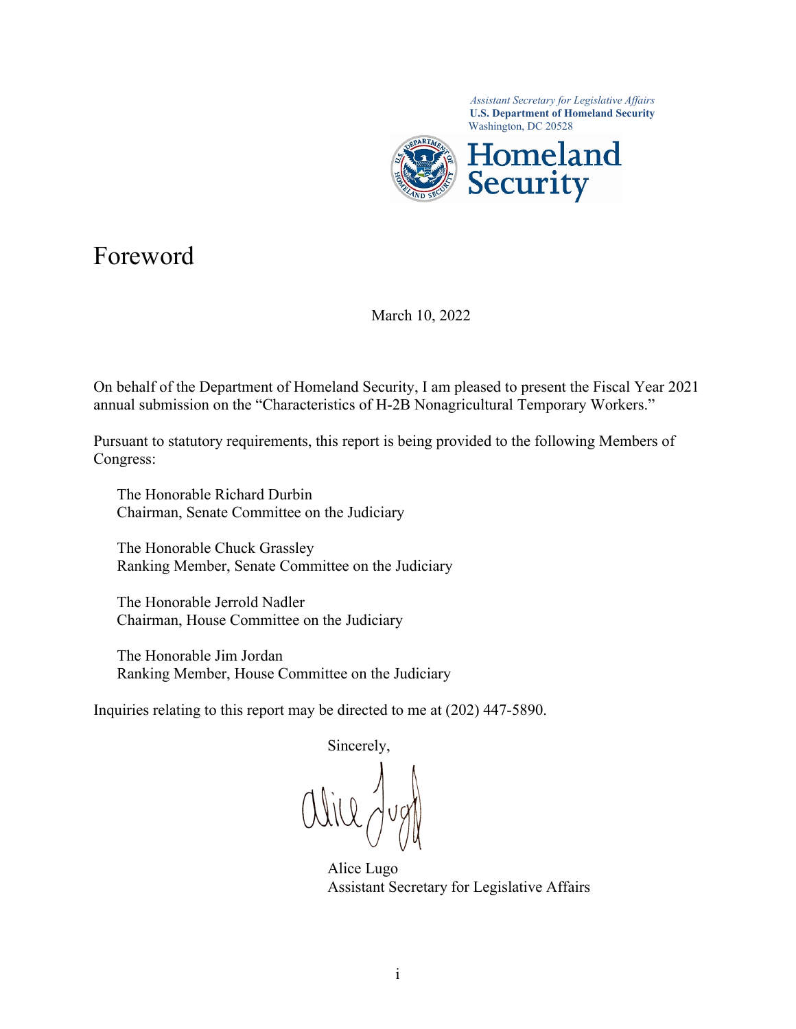*Assistant Secretary for Legislative Affairs*
**U.S. Department of Homeland Security**
Washington, DC 20528

**Homeland Security**

# Foreword

March 10, 2022

On behalf of the Department of Homeland Security, I am pleased to present the Fiscal Year 2021 annual submission on the "Characteristics of H-2B Nonagricultural Temporary Workers."

Pursuant to statutory requirements, this report is being provided to the following Members of Congress:

The Honorable Richard Durbin
Chairman, Senate Committee on the Judiciary

The Honorable Chuck Grassley
Ranking Member, Senate Committee on the Judiciary

The Honorable Jerrold Nadler
Chairman, House Committee on the Judiciary

The Honorable Jim Jordan
Ranking Member, House Committee on the Judiciary

Inquiries relating to this report may be directed to me at (202) 447-5890.

Sincerely,

Alice Lugo
Assistant Secretary for Legislative Affairs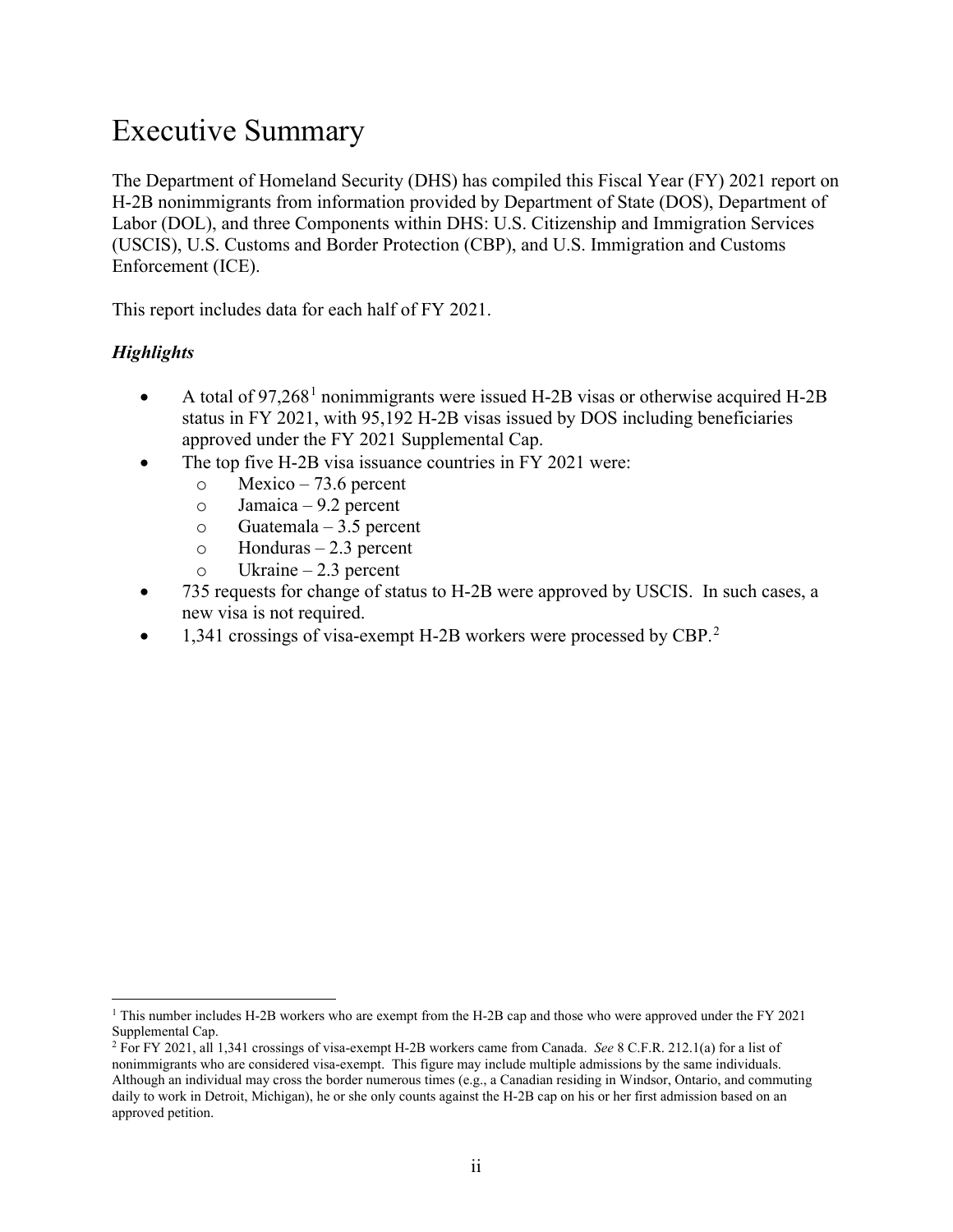# Executive Summary

The Department of Homeland Security (DHS) has compiled this Fiscal Year (FY) 2021 report on H-2B nonimmigrants from information provided by Department of State (DOS), Department of Labor (DOL), and three Components within DHS: U.S. Citizenship and Immigration Services (USCIS), U.S. Customs and Border Protection (CBP), and U.S. Immigration and Customs Enforcement (ICE).

This report includes data for each half of FY 2021.

### *Highlights*

- A total of 97,268[1] nonimmigrants were issued H-2B visas or otherwise acquired H-2B status in FY 2021, with 95,192 H-2B visas issued by DOS including beneficiaries approved under the FY 2021 Supplemental Cap.
- The top five H-2B visa issuance countries in FY 2021 were:
  - Mexico – 73.6 percent
  - Jamaica – 9.2 percent
  - Guatemala – 3.5 percent
  - Honduras – 2.3 percent
  - Ukraine – 2.3 percent
- 735 requests for change of status to H-2B were approved by USCIS. In such cases, a new visa is not required.
- 1,341 crossings of visa-exempt H-2B workers were processed by CBP.[2]

---

[1] This number includes H-2B workers who are exempt from the H-2B cap and those who were approved under the FY 2021 Supplemental Cap.

[2] For FY 2021, all 1,341 crossings of visa-exempt H-2B workers came from Canada. *See* 8 C.F.R. 212.1(a) for a list of nonimmigrants who are considered visa-exempt. This figure may include multiple admissions by the same individuals. Although an individual may cross the border numerous times (e.g., a Canadian residing in Windsor, Ontario, and commuting daily to work in Detroit, Michigan), he or she only counts against the H-2B cap on his or her first admission based on an approved petition.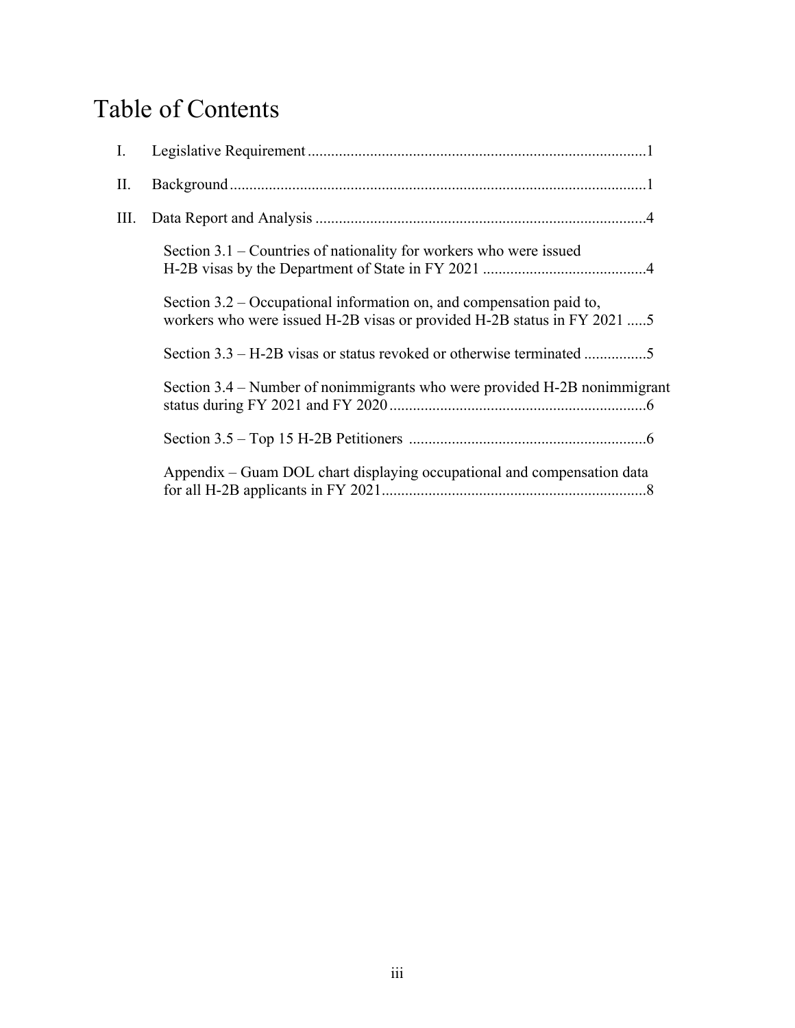# Table of Contents

I. Legislative Requirement ........................................................................................1

II. Background ...........................................................................................................1

III. Data Report and Analysis .....................................................................................4

Section 3.1 – Countries of nationality for workers who were issued H-2B visas by the Department of State in FY 2021 ..........................................4

Section 3.2 – Occupational information on, and compensation paid to, workers who were issued H-2B visas or provided H-2B status in FY 2021 .....5

Section 3.3 – H-2B visas or status revoked or otherwise terminated ................5

Section 3.4 – Number of nonimmigrants who were provided H-2B nonimmigrant status during FY 2021 and FY 2020 ..................................................................6

Section 3.5 – Top 15 H-2B Petitioners .............................................................6

Appendix – Guam DOL chart displaying occupational and compensation data for all H-2B applicants in FY 2021....................................................................8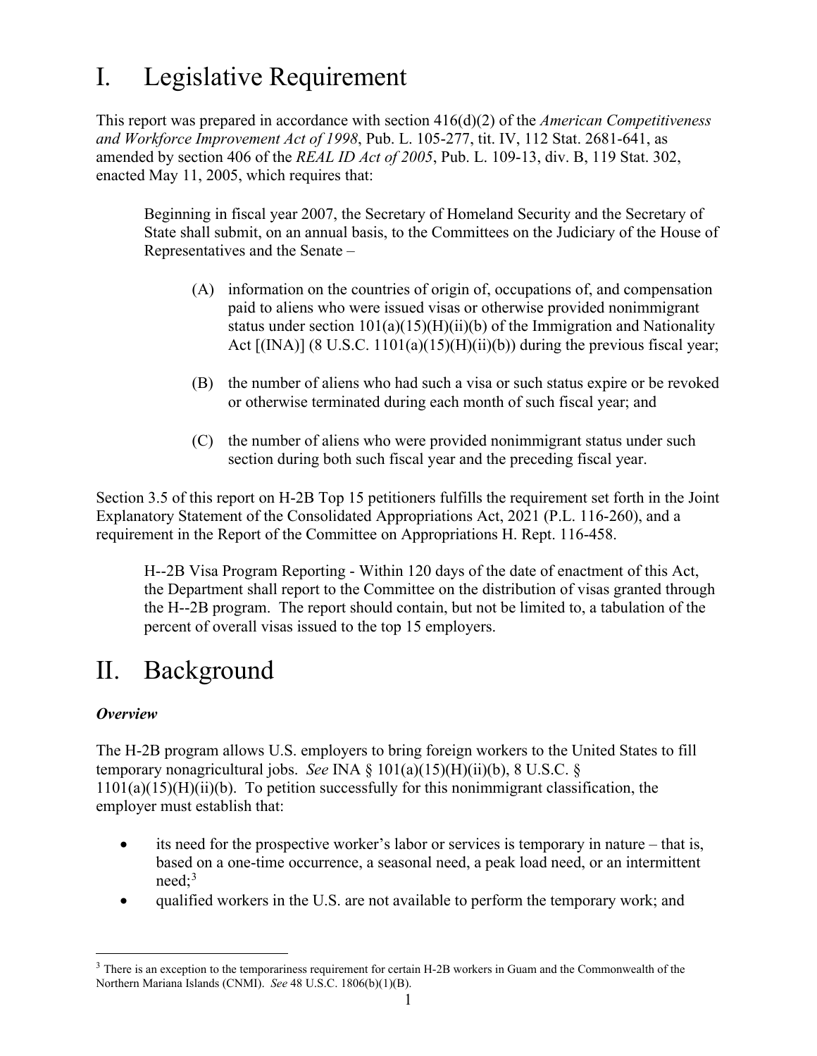# I. Legislative Requirement

This report was prepared in accordance with section 416(d)(2) of the *American Competitiveness and Workforce Improvement Act of 1998*, Pub. L. 105-277, tit. IV, 112 Stat. 2681-641, as amended by section 406 of the *REAL ID Act of 2005*, Pub. L. 109-13, div. B, 119 Stat. 302, enacted May 11, 2005, which requires that:

> Beginning in fiscal year 2007, the Secretary of Homeland Security and the Secretary of State shall submit, on an annual basis, to the Committees on the Judiciary of the House of Representatives and the Senate –
>
> (A) information on the countries of origin of, occupations of, and compensation paid to aliens who were issued visas or otherwise provided nonimmigrant status under section 101(a)(15)(H)(ii)(b) of the Immigration and Nationality Act [(INA)] (8 U.S.C. 1101(a)(15)(H)(ii)(b)) during the previous fiscal year;
>
> (B) the number of aliens who had such a visa or such status expire or be revoked or otherwise terminated during each month of such fiscal year; and
>
> (C) the number of aliens who were provided nonimmigrant status under such section during both such fiscal year and the preceding fiscal year.

Section 3.5 of this report on H-2B Top 15 petitioners fulfills the requirement set forth in the Joint Explanatory Statement of the Consolidated Appropriations Act, 2021 (P.L. 116-260), and a requirement in the Report of the Committee on Appropriations H. Rept. 116-458.

> H--2B Visa Program Reporting - Within 120 days of the date of enactment of this Act, the Department shall report to the Committee on the distribution of visas granted through the H--2B program. The report should contain, but not be limited to, a tabulation of the percent of overall visas issued to the top 15 employers.

# II. Background

***Overview***

The H-2B program allows U.S. employers to bring foreign workers to the United States to fill temporary nonagricultural jobs. *See* INA § 101(a)(15)(H)(ii)(b), 8 U.S.C. § 1101(a)(15)(H)(ii)(b). To petition successfully for this nonimmigrant classification, the employer must establish that:

- its need for the prospective worker's labor or services is temporary in nature – that is, based on a one-time occurrence, a seasonal need, a peak load need, or an intermittent need;[3]
- qualified workers in the U.S. are not available to perform the temporary work; and

[3] There is an exception to the temporariness requirement for certain H-2B workers in Guam and the Commonwealth of the Northern Mariana Islands (CNMI). *See* 48 U.S.C. 1806(b)(1)(B).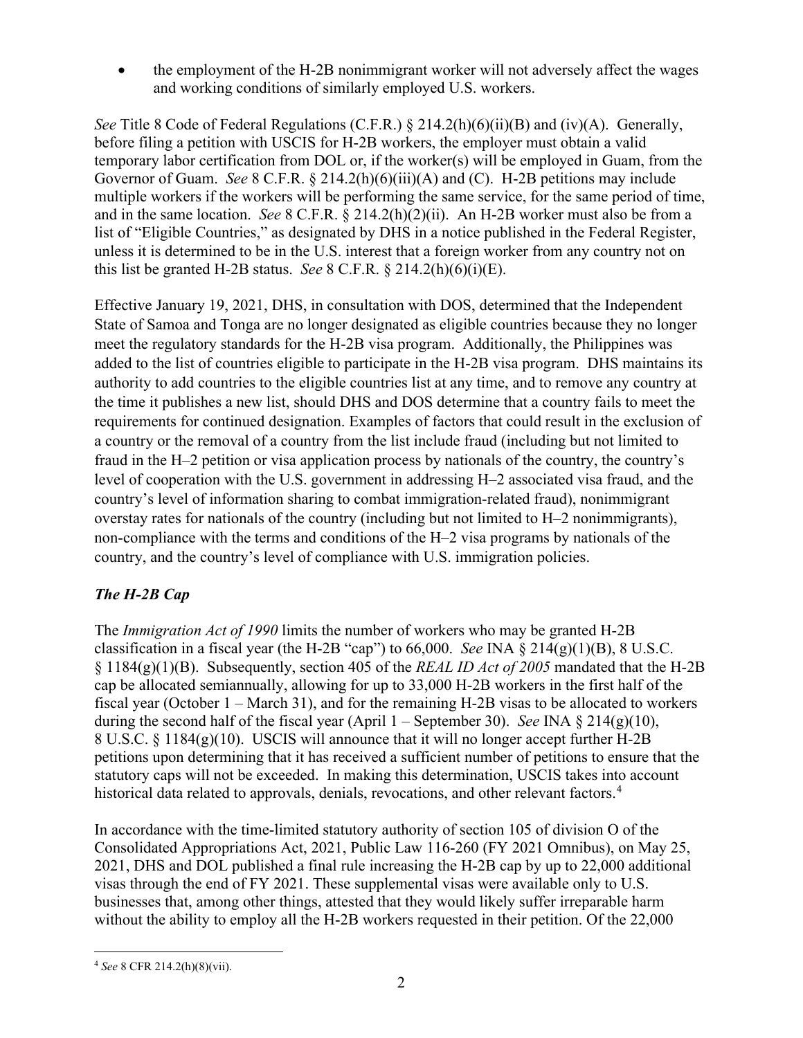- the employment of the H-2B nonimmigrant worker will not adversely affect the wages and working conditions of similarly employed U.S. workers.

*See* Title 8 Code of Federal Regulations (C.F.R.) § 214.2(h)(6)(ii)(B) and (iv)(A). Generally, before filing a petition with USCIS for H-2B workers, the employer must obtain a valid temporary labor certification from DOL or, if the worker(s) will be employed in Guam, from the Governor of Guam. *See* 8 C.F.R. § 214.2(h)(6)(iii)(A) and (C). H-2B petitions may include multiple workers if the workers will be performing the same service, for the same period of time, and in the same location. *See* 8 C.F.R. § 214.2(h)(2)(ii). An H-2B worker must also be from a list of "Eligible Countries," as designated by DHS in a notice published in the Federal Register, unless it is determined to be in the U.S. interest that a foreign worker from any country not on this list be granted H-2B status. *See* 8 C.F.R. § 214.2(h)(6)(i)(E).

Effective January 19, 2021, DHS, in consultation with DOS, determined that the Independent State of Samoa and Tonga are no longer designated as eligible countries because they no longer meet the regulatory standards for the H-2B visa program. Additionally, the Philippines was added to the list of countries eligible to participate in the H-2B visa program. DHS maintains its authority to add countries to the eligible countries list at any time, and to remove any country at the time it publishes a new list, should DHS and DOS determine that a country fails to meet the requirements for continued designation. Examples of factors that could result in the exclusion of a country or the removal of a country from the list include fraud (including but not limited to fraud in the H–2 petition or visa application process by nationals of the country, the country's level of cooperation with the U.S. government in addressing H–2 associated visa fraud, and the country's level of information sharing to combat immigration-related fraud), nonimmigrant overstay rates for nationals of the country (including but not limited to H–2 nonimmigrants), non-compliance with the terms and conditions of the H–2 visa programs by nationals of the country, and the country's level of compliance with U.S. immigration policies.

### *The H-2B Cap*

The *Immigration Act of 1990* limits the number of workers who may be granted H-2B classification in a fiscal year (the H-2B "cap") to 66,000. *See* INA § 214(g)(1)(B), 8 U.S.C. § 1184(g)(1)(B). Subsequently, section 405 of the *REAL ID Act of 2005* mandated that the H-2B cap be allocated semiannually, allowing for up to 33,000 H-2B workers in the first half of the fiscal year (October 1 – March 31), and for the remaining H-2B visas to be allocated to workers during the second half of the fiscal year (April 1 – September 30). *See* INA § 214(g)(10), 8 U.S.C. § 1184(g)(10). USCIS will announce that it will no longer accept further H-2B petitions upon determining that it has received a sufficient number of petitions to ensure that the statutory caps will not be exceeded. In making this determination, USCIS takes into account historical data related to approvals, denials, revocations, and other relevant factors.[4]

In accordance with the time-limited statutory authority of section 105 of division O of the Consolidated Appropriations Act, 2021, Public Law 116-260 (FY 2021 Omnibus), on May 25, 2021, DHS and DOL published a final rule increasing the H-2B cap by up to 22,000 additional visas through the end of FY 2021. These supplemental visas were available only to U.S. businesses that, among other things, attested that they would likely suffer irreparable harm without the ability to employ all the H-2B workers requested in their petition. Of the 22,000

[4] *See* 8 CFR 214.2(h)(8)(vii).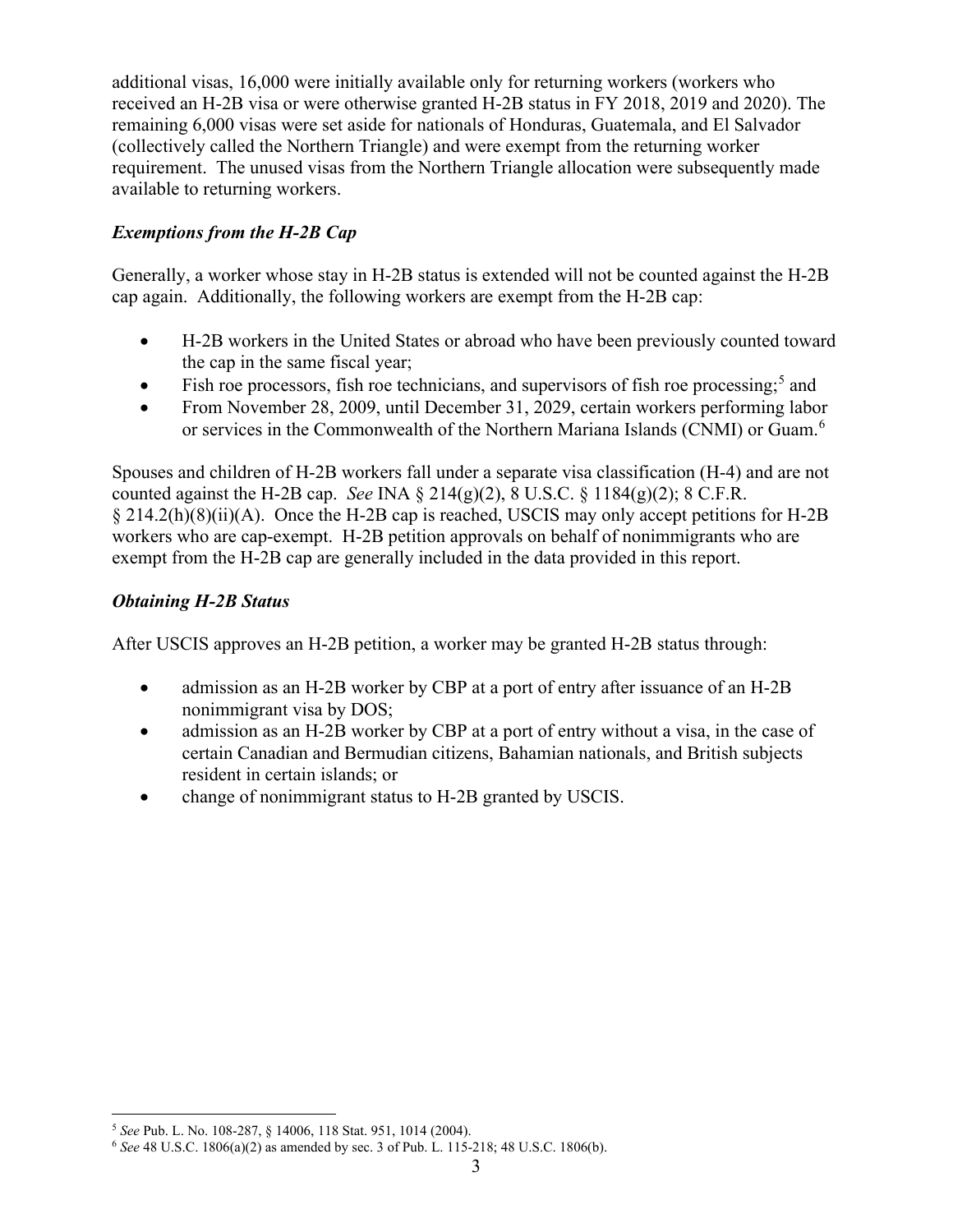additional visas, 16,000 were initially available only for returning workers (workers who received an H-2B visa or were otherwise granted H-2B status in FY 2018, 2019 and 2020). The remaining 6,000 visas were set aside for nationals of Honduras, Guatemala, and El Salvador (collectively called the Northern Triangle) and were exempt from the returning worker requirement. The unused visas from the Northern Triangle allocation were subsequently made available to returning workers.

### *Exemptions from the H-2B Cap*

Generally, a worker whose stay in H-2B status is extended will not be counted against the H-2B cap again. Additionally, the following workers are exempt from the H-2B cap:

- H-2B workers in the United States or abroad who have been previously counted toward the cap in the same fiscal year;
- Fish roe processors, fish roe technicians, and supervisors of fish roe processing;[5] and
- From November 28, 2009, until December 31, 2029, certain workers performing labor or services in the Commonwealth of the Northern Mariana Islands (CNMI) or Guam.[6]

Spouses and children of H-2B workers fall under a separate visa classification (H-4) and are not counted against the H-2B cap. *See* INA § 214(g)(2), 8 U.S.C. § 1184(g)(2); 8 C.F.R. § 214.2(h)(8)(ii)(A). Once the H-2B cap is reached, USCIS may only accept petitions for H-2B workers who are cap-exempt. H-2B petition approvals on behalf of nonimmigrants who are exempt from the H-2B cap are generally included in the data provided in this report.

### *Obtaining H-2B Status*

After USCIS approves an H-2B petition, a worker may be granted H-2B status through:

- admission as an H-2B worker by CBP at a port of entry after issuance of an H-2B nonimmigrant visa by DOS;
- admission as an H-2B worker by CBP at a port of entry without a visa, in the case of certain Canadian and Bermudian citizens, Bahamian nationals, and British subjects resident in certain islands; or
- change of nonimmigrant status to H-2B granted by USCIS.

---

[5] *See* Pub. L. No. 108-287, § 14006, 118 Stat. 951, 1014 (2004).

[6] *See* 48 U.S.C. 1806(a)(2) as amended by sec. 3 of Pub. L. 115-218; 48 U.S.C. 1806(b).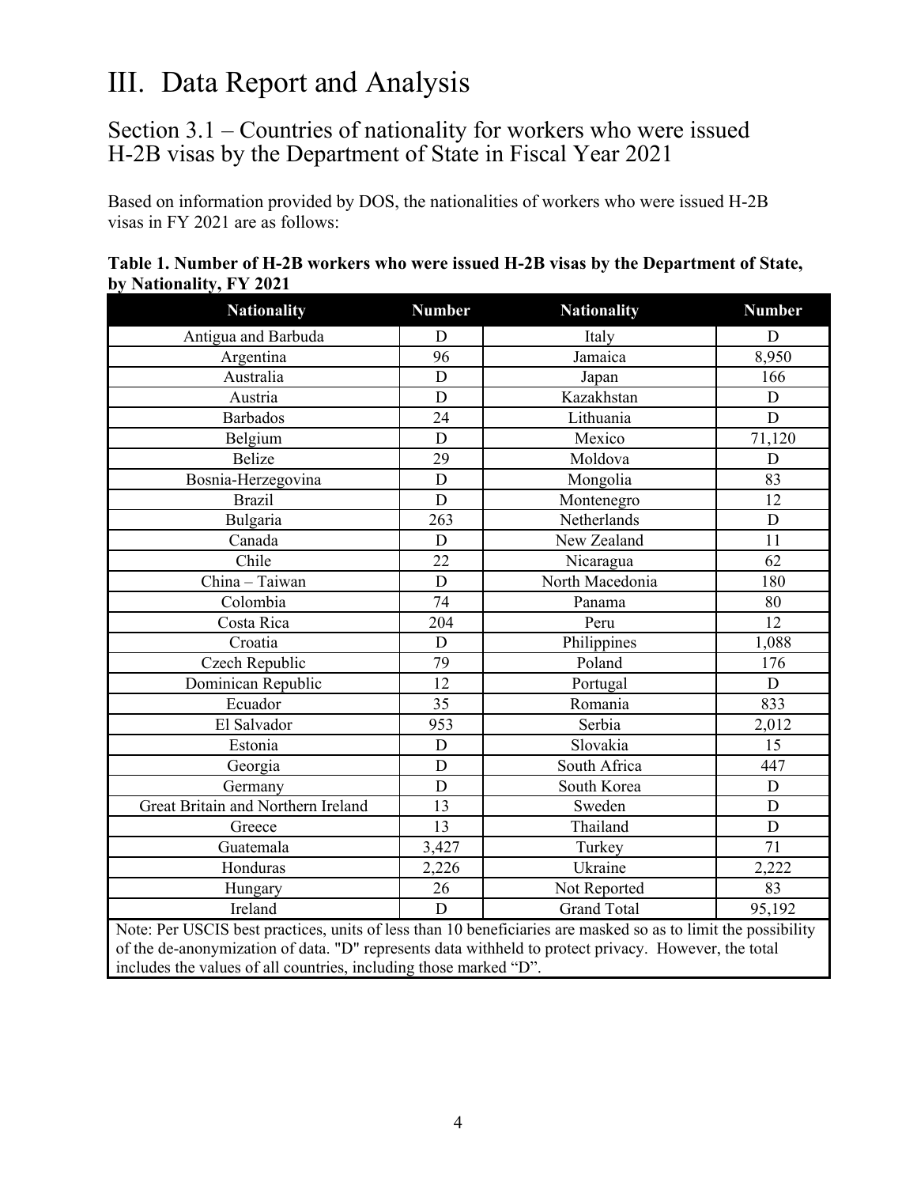# III. Data Report and Analysis

## Section 3.1 – Countries of nationality for workers who were issued H-2B visas by the Department of State in Fiscal Year 2021

Based on information provided by DOS, the nationalities of workers who were issued H-2B visas in FY 2021 are as follows:

**Table 1. Number of H-2B workers who were issued H-2B visas by the Department of State, by Nationality, FY 2021**

| Nationality | Number | Nationality | Number |
|---|---|---|---|
| Antigua and Barbuda | D | Italy | D |
| Argentina | 96 | Jamaica | 8,950 |
| Australia | D | Japan | 166 |
| Austria | D | Kazakhstan | D |
| Barbados | 24 | Lithuania | D |
| Belgium | D | Mexico | 71,120 |
| Belize | 29 | Moldova | D |
| Bosnia-Herzegovina | D | Mongolia | 83 |
| Brazil | D | Montenegro | 12 |
| Bulgaria | 263 | Netherlands | D |
| Canada | D | New Zealand | 11 |
| Chile | 22 | Nicaragua | 62 |
| China – Taiwan | D | North Macedonia | 180 |
| Colombia | 74 | Panama | 80 |
| Costa Rica | 204 | Peru | 12 |
| Croatia | D | Philippines | 1,088 |
| Czech Republic | 79 | Poland | 176 |
| Dominican Republic | 12 | Portugal | D |
| Ecuador | 35 | Romania | 833 |
| El Salvador | 953 | Serbia | 2,012 |
| Estonia | D | Slovakia | 15 |
| Georgia | D | South Africa | 447 |
| Germany | D | South Korea | D |
| Great Britain and Northern Ireland | 13 | Sweden | D |
| Greece | 13 | Thailand | D |
| Guatemala | 3,427 | Turkey | 71 |
| Honduras | 2,226 | Ukraine | 2,222 |
| Hungary | 26 | Not Reported | 83 |
| Ireland | D | Grand Total | 95,192 |

Note: Per USCIS best practices, units of less than 10 beneficiaries are masked so as to limit the possibility of the de-anonymization of data. "D" represents data withheld to protect privacy. However, the total includes the values of all countries, including those marked "D".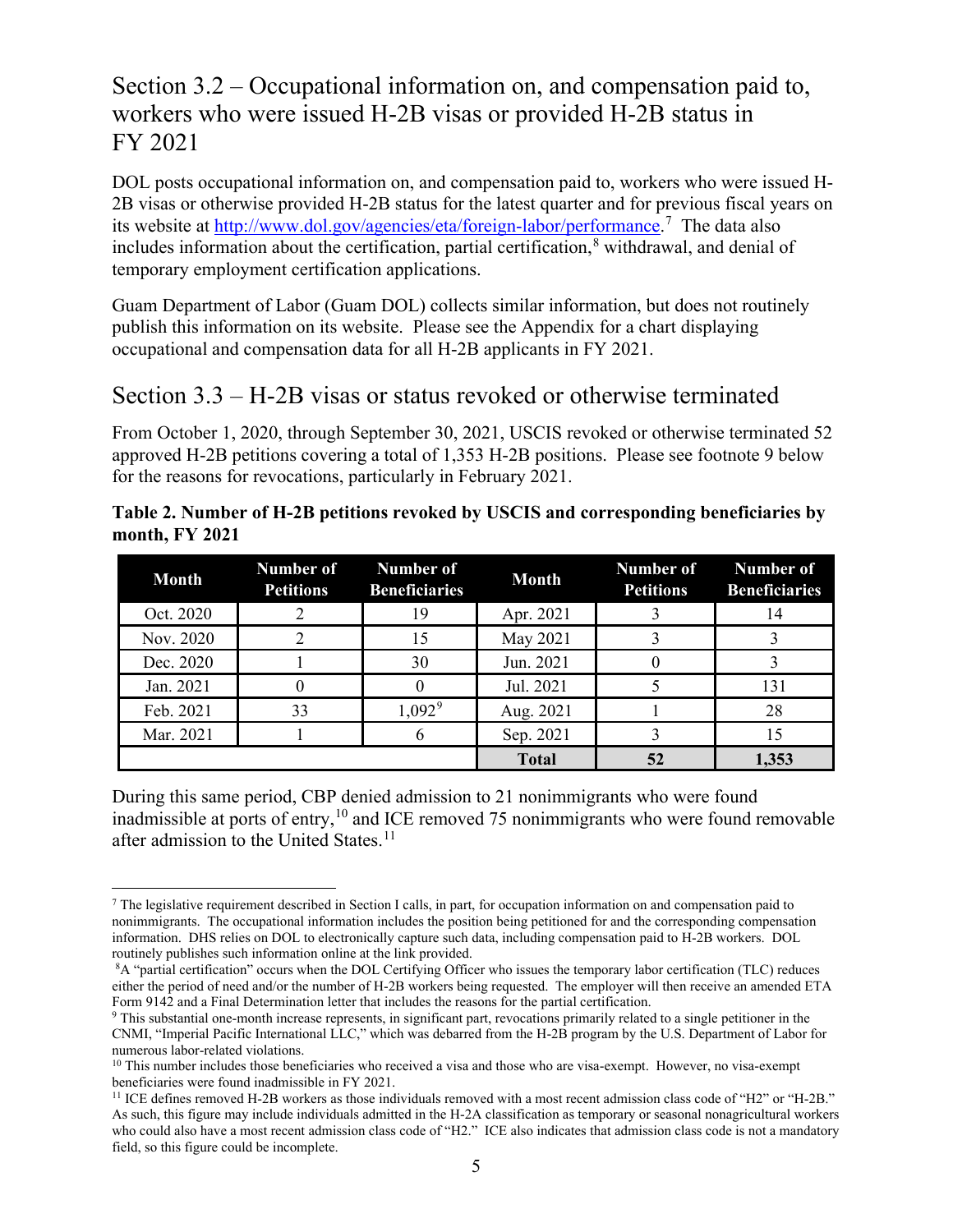## Section 3.2 – Occupational information on, and compensation paid to, workers who were issued H-2B visas or provided H-2B status in FY 2021

DOL posts occupational information on, and compensation paid to, workers who were issued H-2B visas or otherwise provided H-2B status for the latest quarter and for previous fiscal years on its website at http://www.dol.gov/agencies/eta/foreign-labor/performance.[7] The data also includes information about the certification, partial certification,[8] withdrawal, and denial of temporary employment certification applications.

Guam Department of Labor (Guam DOL) collects similar information, but does not routinely publish this information on its website. Please see the Appendix for a chart displaying occupational and compensation data for all H-2B applicants in FY 2021.

## Section 3.3 – H-2B visas or status revoked or otherwise terminated

From October 1, 2020, through September 30, 2021, USCIS revoked or otherwise terminated 52 approved H-2B petitions covering a total of 1,353 H-2B positions. Please see footnote 9 below for the reasons for revocations, particularly in February 2021.

**Table 2. Number of H-2B petitions revoked by USCIS and corresponding beneficiaries by month, FY 2021**

| Month | Number of Petitions | Number of Beneficiaries | Month | Number of Petitions | Number of Beneficiaries |
|---|---|---|---|---|---|
| Oct. 2020 | 2 | 19 | Apr. 2021 | 3 | 14 |
| Nov. 2020 | 2 | 15 | May 2021 | 3 | 3 |
| Dec. 2020 | 1 | 30 | Jun. 2021 | 0 | 3 |
| Jan. 2021 | 0 | 0 | Jul. 2021 | 5 | 131 |
| Feb. 2021 | 33 | 1,092[9] | Aug. 2021 | 1 | 28 |
| Mar. 2021 | 1 | 6 | Sep. 2021 | 3 | 15 |
| | | | **Total** | **52** | **1,353** |

During this same period, CBP denied admission to 21 nonimmigrants who were found inadmissible at ports of entry,[10] and ICE removed 75 nonimmigrants who were found removable after admission to the United States.[11]

---

[7] The legislative requirement described in Section I calls, in part, for occupation information on and compensation paid to nonimmigrants. The occupational information includes the position being petitioned for and the corresponding compensation information. DHS relies on DOL to electronically capture such data, including compensation paid to H-2B workers. DOL routinely publishes such information online at the link provided.

[8] A "partial certification" occurs when the DOL Certifying Officer who issues the temporary labor certification (TLC) reduces either the period of need and/or the number of H-2B workers being requested. The employer will then receive an amended ETA Form 9142 and a Final Determination letter that includes the reasons for the partial certification.

[9] This substantial one-month increase represents, in significant part, revocations primarily related to a single petitioner in the CNMI, "Imperial Pacific International LLC," which was debarred from the H-2B program by the U.S. Department of Labor for numerous labor-related violations.

[10] This number includes those beneficiaries who received a visa and those who are visa-exempt. However, no visa-exempt beneficiaries were found inadmissible in FY 2021.

[11] ICE defines removed H-2B workers as those individuals removed with a most recent admission class code of "H2" or "H-2B." As such, this figure may include individuals admitted in the H-2A classification as temporary or seasonal nonagricultural workers who could also have a most recent admission class code of "H2." ICE also indicates that admission class code is not a mandatory field, so this figure could be incomplete.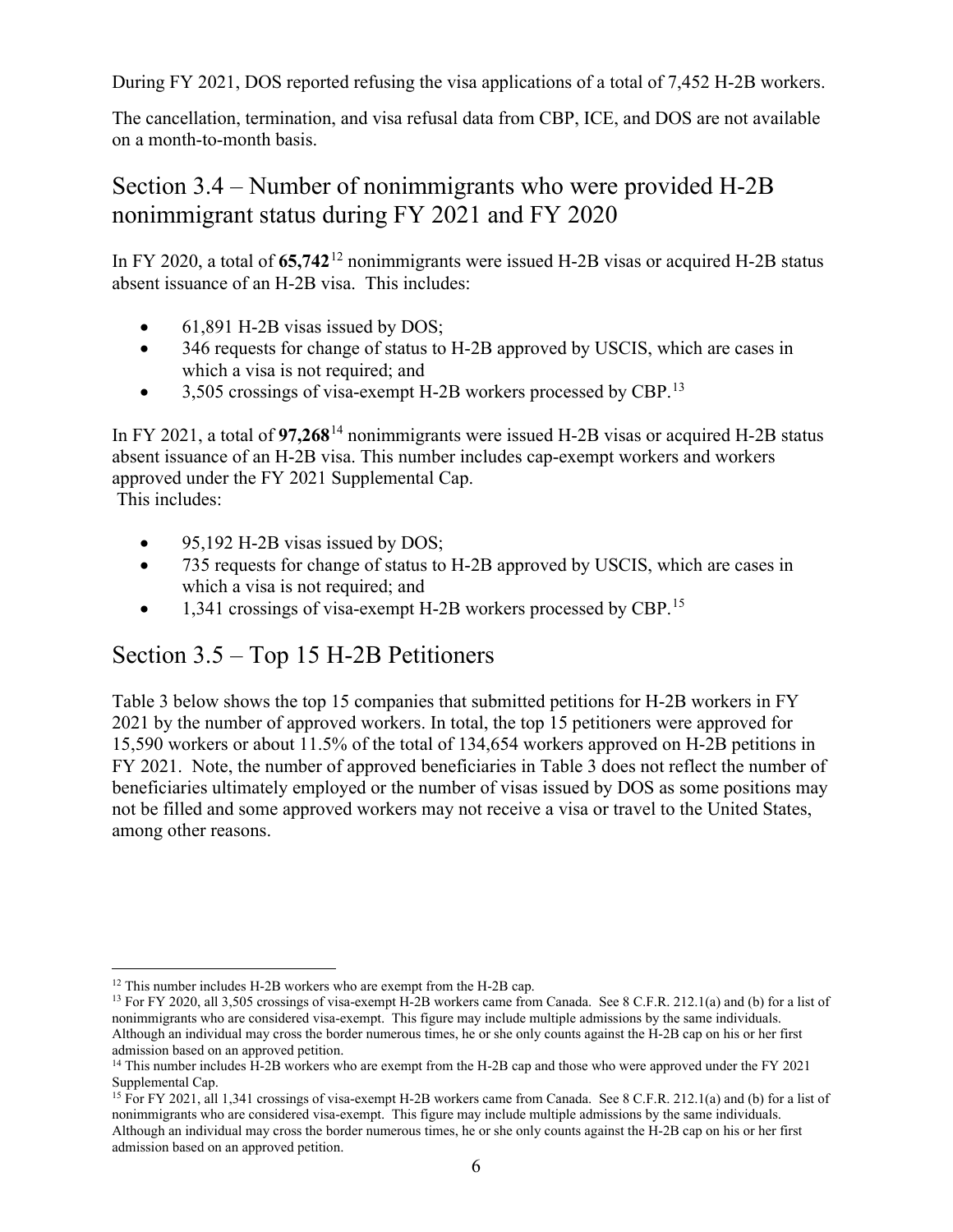During FY 2021, DOS reported refusing the visa applications of a total of 7,452 H-2B workers.

The cancellation, termination, and visa refusal data from CBP, ICE, and DOS are not available on a month-to-month basis.

## Section 3.4 – Number of nonimmigrants who were provided H-2B nonimmigrant status during FY 2021 and FY 2020

In FY 2020, a total of **65,742**[12] nonimmigrants were issued H-2B visas or acquired H-2B status absent issuance of an H-2B visa. This includes:

- 61,891 H-2B visas issued by DOS;
- 346 requests for change of status to H-2B approved by USCIS, which are cases in which a visa is not required; and
- 3,505 crossings of visa-exempt H-2B workers processed by CBP.[13]

In FY 2021, a total of **97,268**[14] nonimmigrants were issued H-2B visas or acquired H-2B status absent issuance of an H-2B visa. This number includes cap-exempt workers and workers approved under the FY 2021 Supplemental Cap.
This includes:

- 95,192 H-2B visas issued by DOS;
- 735 requests for change of status to H-2B approved by USCIS, which are cases in which a visa is not required; and
- 1,341 crossings of visa-exempt H-2B workers processed by CBP.[15]

## Section 3.5 – Top 15 H-2B Petitioners

Table 3 below shows the top 15 companies that submitted petitions for H-2B workers in FY 2021 by the number of approved workers. In total, the top 15 petitioners were approved for 15,590 workers or about 11.5% of the total of 134,654 workers approved on H-2B petitions in FY 2021. Note, the number of approved beneficiaries in Table 3 does not reflect the number of beneficiaries ultimately employed or the number of visas issued by DOS as some positions may not be filled and some approved workers may not receive a visa or travel to the United States, among other reasons.

---

[12] This number includes H-2B workers who are exempt from the H-2B cap.

[13] For FY 2020, all 3,505 crossings of visa-exempt H-2B workers came from Canada. See 8 C.F.R. 212.1(a) and (b) for a list of nonimmigrants who are considered visa-exempt. This figure may include multiple admissions by the same individuals. Although an individual may cross the border numerous times, he or she only counts against the H-2B cap on his or her first admission based on an approved petition.

[14] This number includes H-2B workers who are exempt from the H-2B cap and those who were approved under the FY 2021 Supplemental Cap.

[15] For FY 2021, all 1,341 crossings of visa-exempt H-2B workers came from Canada. See 8 C.F.R. 212.1(a) and (b) for a list of nonimmigrants who are considered visa-exempt. This figure may include multiple admissions by the same individuals. Although an individual may cross the border numerous times, he or she only counts against the H-2B cap on his or her first admission based on an approved petition.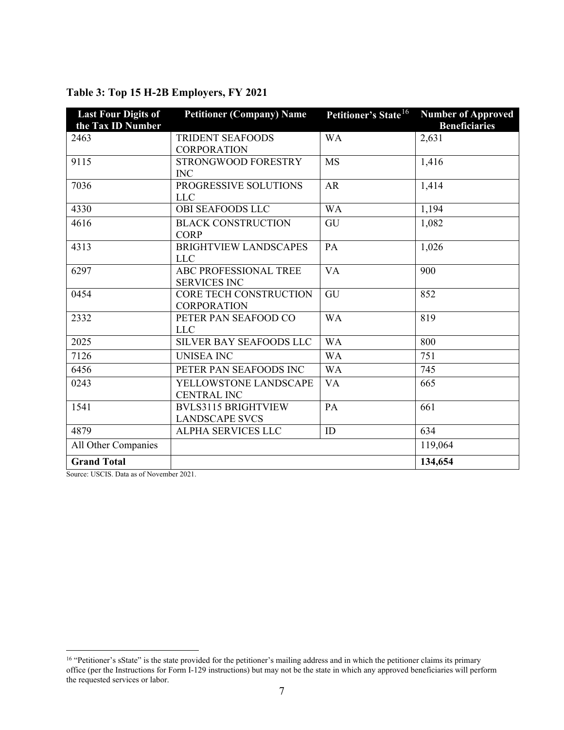**Table 3: Top 15 H-2B Employers, FY 2021**

| Last Four Digits of the Tax ID Number | Petitioner (Company) Name | Petitioner's State[16] | Number of Approved Beneficiaries |
|---|---|---|---|
| 2463 | TRIDENT SEAFOODS CORPORATION | WA | 2,631 |
| 9115 | STRONGWOOD FORESTRY INC | MS | 1,416 |
| 7036 | PROGRESSIVE SOLUTIONS LLC | AR | 1,414 |
| 4330 | OBI SEAFOODS LLC | WA | 1,194 |
| 4616 | BLACK CONSTRUCTION CORP | GU | 1,082 |
| 4313 | BRIGHTVIEW LANDSCAPES LLC | PA | 1,026 |
| 6297 | ABC PROFESSIONAL TREE SERVICES INC | VA | 900 |
| 0454 | CORE TECH CONSTRUCTION CORPORATION | GU | 852 |
| 2332 | PETER PAN SEAFOOD CO LLC | WA | 819 |
| 2025 | SILVER BAY SEAFOODS LLC | WA | 800 |
| 7126 | UNISEA INC | WA | 751 |
| 6456 | PETER PAN SEAFOODS INC | WA | 745 |
| 0243 | YELLOWSTONE LANDSCAPE CENTRAL INC | VA | 665 |
| 1541 | BVLS3115 BRIGHTVIEW LANDSCAPE SVCS | PA | 661 |
| 4879 | ALPHA SERVICES LLC | ID | 634 |
| All Other Companies | | | 119,064 |
| **Grand Total** | | | **134,654** |

Source: USCIS. Data as of November 2021.

[16] "Petitioner's sState" is the state provided for the petitioner's mailing address and in which the petitioner claims its primary office (per the Instructions for Form I-129 instructions) but may not be the state in which any approved beneficiaries will perform the requested services or labor.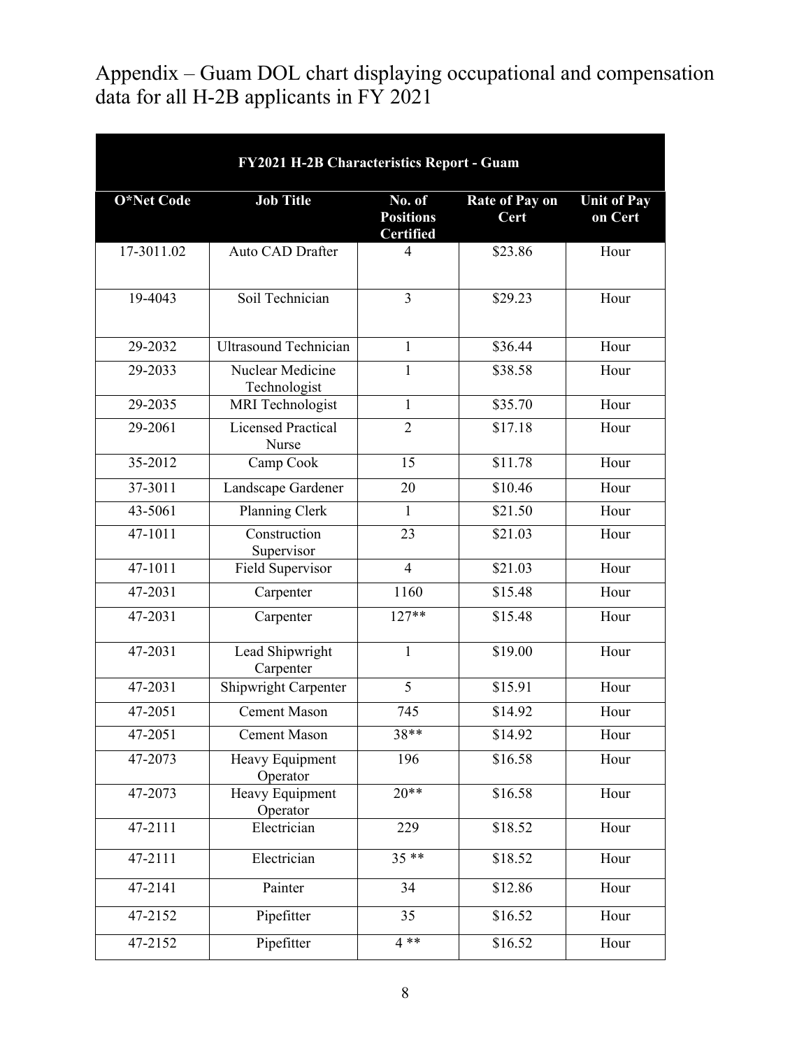# Appendix – Guam DOL chart displaying occupational and compensation data for all H-2B applicants in FY 2021

| FY2021 H-2B Characteristics Report - Guam | | | | |
|---|---|---|---|---|
| **O*Net Code** | **Job Title** | **No. of Positions Certified** | **Rate of Pay on Cert** | **Unit of Pay on Cert** |
| 17-3011.02 | Auto CAD Drafter | 4 | $23.86 | Hour |
| 19-4043 | Soil Technician | 3 | $29.23 | Hour |
| 29-2032 | Ultrasound Technician | 1 | $36.44 | Hour |
| 29-2033 | Nuclear Medicine Technologist | 1 | $38.58 | Hour |
| 29-2035 | MRI Technologist | 1 | $35.70 | Hour |
| 29-2061 | Licensed Practical Nurse | 2 | $17.18 | Hour |
| 35-2012 | Camp Cook | 15 | $11.78 | Hour |
| 37-3011 | Landscape Gardener | 20 | $10.46 | Hour |
| 43-5061 | Planning Clerk | 1 | $21.50 | Hour |
| 47-1011 | Construction Supervisor | 23 | $21.03 | Hour |
| 47-1011 | Field Supervisor | 4 | $21.03 | Hour |
| 47-2031 | Carpenter | 1160 | $15.48 | Hour |
| 47-2031 | Carpenter | 127** | $15.48 | Hour |
| 47-2031 | Lead Shipwright Carpenter | 1 | $19.00 | Hour |
| 47-2031 | Shipwright Carpenter | 5 | $15.91 | Hour |
| 47-2051 | Cement Mason | 745 | $14.92 | Hour |
| 47-2051 | Cement Mason | 38** | $14.92 | Hour |
| 47-2073 | Heavy Equipment Operator | 196 | $16.58 | Hour |
| 47-2073 | Heavy Equipment Operator | 20** | $16.58 | Hour |
| 47-2111 | Electrician | 229 | $18.52 | Hour |
| 47-2111 | Electrician | 35 ** | $18.52 | Hour |
| 47-2141 | Painter | 34 | $12.86 | Hour |
| 47-2152 | Pipefitter | 35 | $16.52 | Hour |
| 47-2152 | Pipefitter | 4 ** | $16.52 | Hour |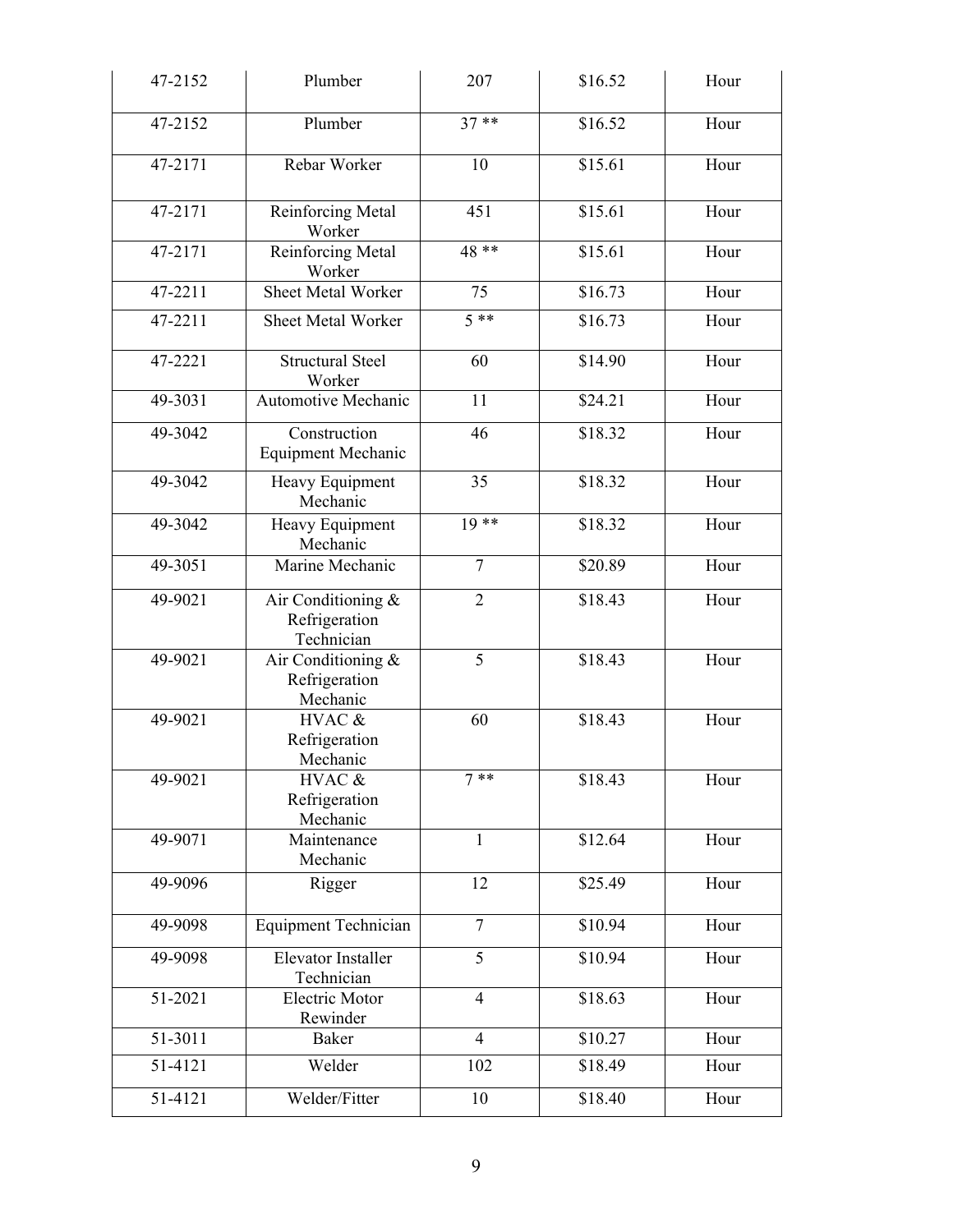| | | | | |
|---|---|---|---|---|
| 47-2152 | Plumber | 207 | $16.52 | Hour |
| 47-2152 | Plumber | 37 ** | $16.52 | Hour |
| 47-2171 | Rebar Worker | 10 | $15.61 | Hour |
| 47-2171 | Reinforcing Metal Worker | 451 | $15.61 | Hour |
| 47-2171 | Reinforcing Metal Worker | 48 ** | $15.61 | Hour |
| 47-2211 | Sheet Metal Worker | 75 | $16.73 | Hour |
| 47-2211 | Sheet Metal Worker | 5 ** | $16.73 | Hour |
| 47-2221 | Structural Steel Worker | 60 | $14.90 | Hour |
| 49-3031 | Automotive Mechanic | 11 | $24.21 | Hour |
| 49-3042 | Construction Equipment Mechanic | 46 | $18.32 | Hour |
| 49-3042 | Heavy Equipment Mechanic | 35 | $18.32 | Hour |
| 49-3042 | Heavy Equipment Mechanic | 19 ** | $18.32 | Hour |
| 49-3051 | Marine Mechanic | 7 | $20.89 | Hour |
| 49-9021 | Air Conditioning & Refrigeration Technician | 2 | $18.43 | Hour |
| 49-9021 | Air Conditioning & Refrigeration Mechanic | 5 | $18.43 | Hour |
| 49-9021 | HVAC & Refrigeration Mechanic | 60 | $18.43 | Hour |
| 49-9021 | HVAC & Refrigeration Mechanic | 7 ** | $18.43 | Hour |
| 49-9071 | Maintenance Mechanic | 1 | $12.64 | Hour |
| 49-9096 | Rigger | 12 | $25.49 | Hour |
| 49-9098 | Equipment Technician | 7 | $10.94 | Hour |
| 49-9098 | Elevator Installer Technician | 5 | $10.94 | Hour |
| 51-2021 | Electric Motor Rewinder | 4 | $18.63 | Hour |
| 51-3011 | Baker | 4 | $10.27 | Hour |
| 51-4121 | Welder | 102 | $18.49 | Hour |
| 51-4121 | Welder/Fitter | 10 | $18.40 | Hour |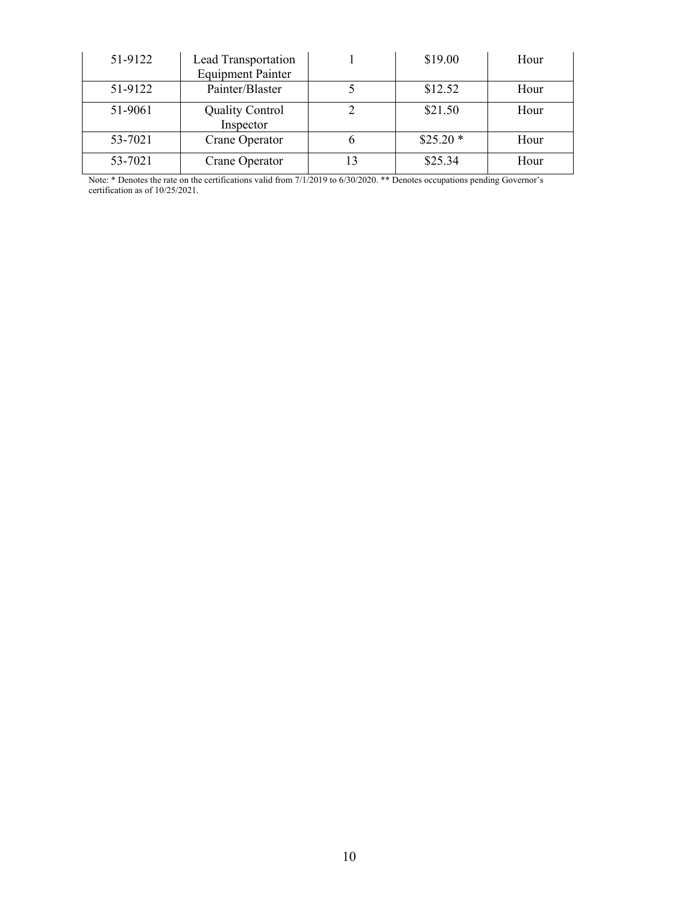| | | | | |
|---|---|---|---|---|
| 51-9122 | Lead Transportation Equipment Painter | 1 | $19.00 | Hour |
| 51-9122 | Painter/Blaster | 5 | $12.52 | Hour |
| 51-9061 | Quality Control Inspector | 2 | $21.50 | Hour |
| 53-7021 | Crane Operator | 6 | $25.20 * | Hour |
| 53-7021 | Crane Operator | 13 | $25.34 | Hour |

Note: * Denotes the rate on the certifications valid from 7/1/2019 to 6/30/2020. ** Denotes occupations pending Governor's certification as of 10/25/2021.